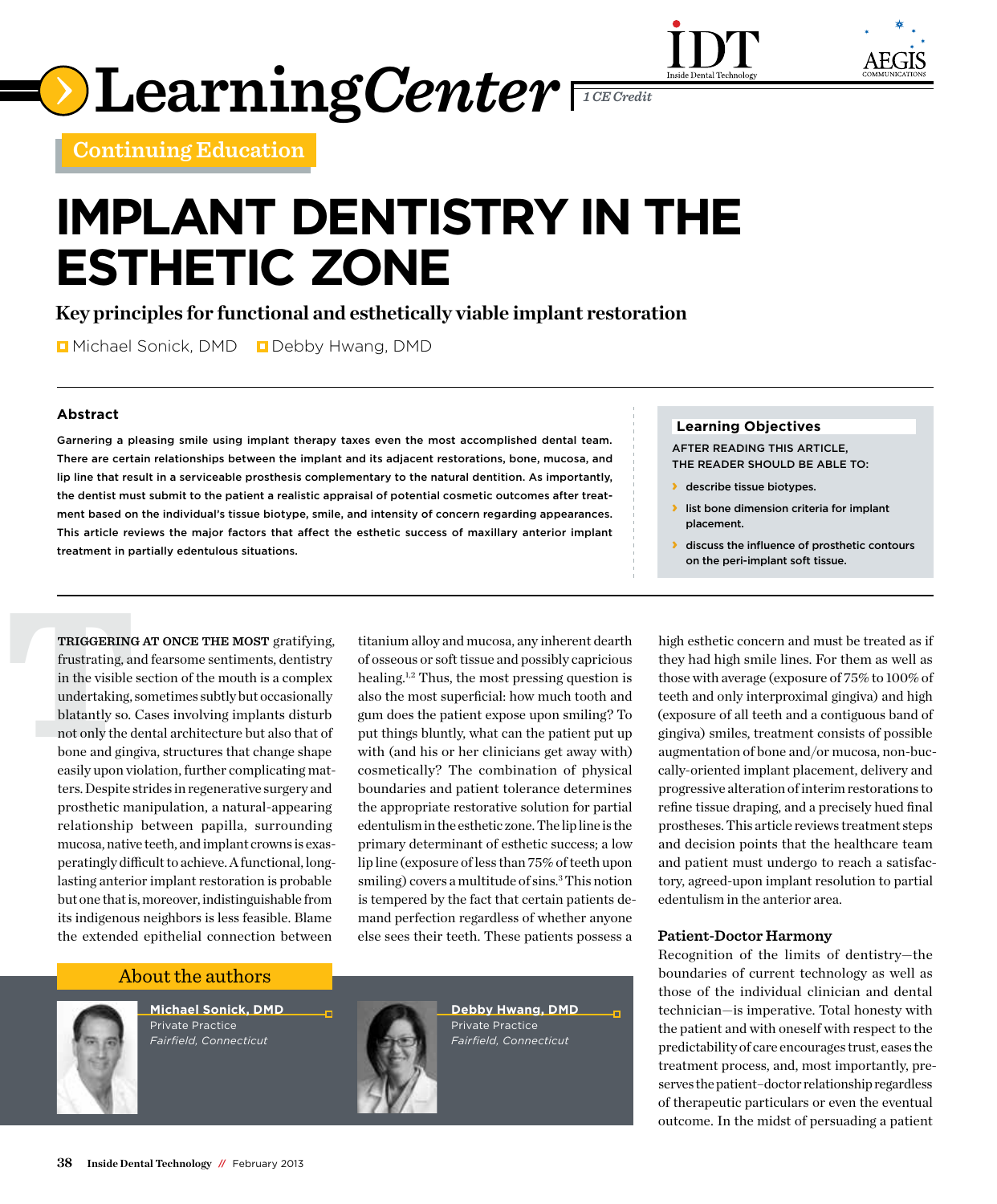LearningCenter

*1 CE Credit*

Continuing Education

# IMPLANT DENTISTRY IN THE ESTHETIC ZONE

## Key principles for functional and esthetically viable implant restoration

Michael Sonick, DMD    Debby Hwang, DMD

### Abstract

Garnering a pleasing smile using implant therapy taxes even the most accomplished dental team. There are certain relationships between the implant and its adjacent restorations, bone, mucosa, and lip line that result in a serviceable prosthesis complementary to the natural dentition. As importantly, the dentist must submit to the patient a realistic appraisal of potential cosmetic outcomes after treatment based on the individual's tissue biotype, smile, and intensity of concern regarding appearances. This article reviews the major factors that affect the esthetic success of maxillary anterior implant treatment in partially edentulous situations.

### Learning Objectives

AFTER READING THIS ARTICLE, THE READER SHOULD BE ABLE TO:

- describe tissue biotypes.
- list bone dimension criteria for implant placement.
- discuss the influence of prosthetic contours on the peri-implant soft tissue.

**TRIGGERING AT ONCE THE MOST** gratifying, frustrating, and fearsome sentiments, dentistry in the visible section of the mouth is a complex undertaking, sometimes subtly but occasionally blatantly so. Cases involving implants disturb not only the dental architecture but also that of bone and gingiva, structures that change shape easily upon violation, further complicating matters. Despite strides in regenerative surgery and prosthetic manipulation, a natural-appearing relationship between papilla, surrounding mucosa, native teeth, and implant crowns is exasperatingly difficult to achieve. A functional, long-lasting anterior implant restoration is probable but one that is, moreover, indistinguishable from its indigenous neighbors is less feasible. Blame the extended epithelial connection between titanium alloy and mucosa, any inherent dearth of osseous or soft tissue and possibly capricious healing.[1,2] Thus, the most pressing question is also the most superficial: how much tooth and gum does the patient expose upon smiling? To put things bluntly, what can the patient put up with (and his or her clinicians get away with) cosmetically? The combination of physical boundaries and patient tolerance determines the appropriate restorative solution for partial edentulism in the esthetic zone. The lip line is the primary determinant of esthetic success; a low lip line (exposure of less than 75% of teeth upon smiling) covers a multitude of sins.[3] This notion is tempered by the fact that certain patients demand perfection regardless of whether anyone else sees their teeth. These patients possess a high esthetic concern and must be treated as if they had high smile lines. For them as well as those with average (exposure of 75% to 100% of teeth and only interproximal gingiva) and high (exposure of all teeth and a contiguous band of gingiva) smiles, treatment consists of possible augmentation of bone and/or mucosa, non-buccally-oriented implant placement, delivery and progressive alteration of interim restorations to refine tissue draping, and a precisely hued final prostheses. This article reviews treatment steps and decision points that the healthcare team and patient must undergo to reach a satisfactory, agreed-upon implant resolution to partial edentulism in the anterior area.

### Patient-Doctor Harmony

Recognition of the limits of dentistry—the boundaries of current technology as well as those of the individual clinician and dental technician—is imperative. Total honesty with the patient and with oneself with respect to the predictability of care encourages trust, eases the treatment process, and, most importantly, preserves the patient–doctor relationship regardless of therapeutic particulars or even the eventual outcome. In the midst of persuading a patient

### About the authors

**Michael Sonick, DMD**
Private Practice
*Fairfield, Connecticut*

**Debby Hwang, DMD**
Private Practice
*Fairfield, Connecticut*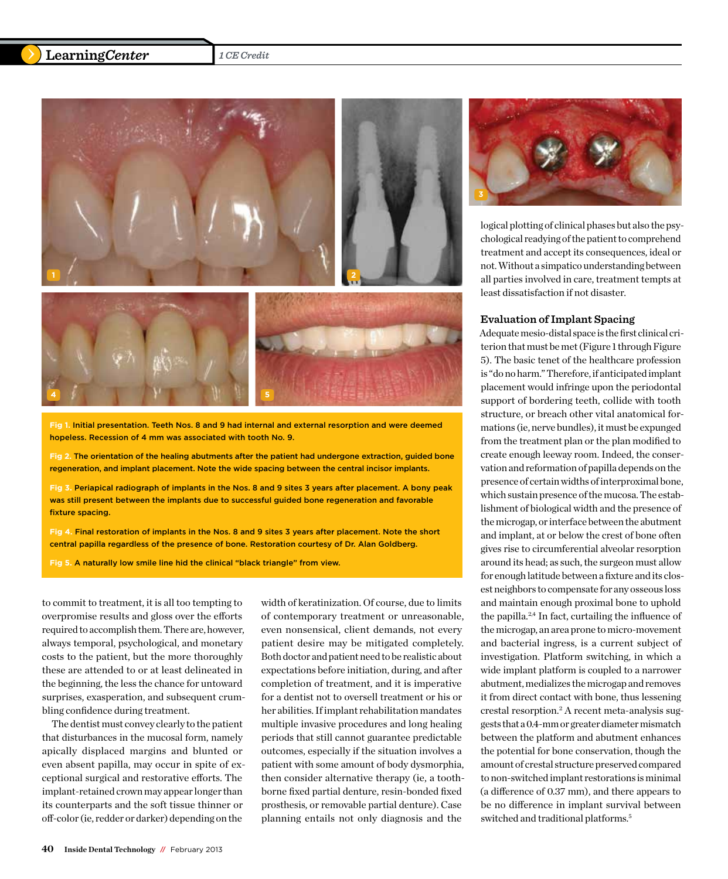Fig 1. Initial presentation. Teeth Nos. 8 and 9 had internal and external resorption and were deemed hopeless. Recession of 4 mm was associated with tooth No. 9.

Fig 2. The orientation of the healing abutments after the patient had undergone extraction, guided bone regeneration, and implant placement. Note the wide spacing between the central incisor implants.

Fig 3. Periapical radiograph of implants in the Nos. 8 and 9 sites 3 years after placement. A bony peak was still present between the implants due to successful guided bone regeneration and favorable fixture spacing.

Fig 4. Final restoration of implants in the Nos. 8 and 9 sites 3 years after placement. Note the short central papilla regardless of the presence of bone. Restoration courtesy of Dr. Alan Goldberg.

Fig 5. A naturally low smile line hid the clinical "black triangle" from view.

to commit to treatment, it is all too tempting to overpromise results and gloss over the efforts required to accomplish them. There are, however, always temporal, psychological, and monetary costs to the patient, but the more thoroughly these are attended to or at least delineated in the beginning, the less the chance for untoward surprises, exasperation, and subsequent crumbling confidence during treatment.

The dentist must convey clearly to the patient that disturbances in the mucosal form, namely apically displaced margins and blunted or even absent papilla, may occur in spite of exceptional surgical and restorative efforts. The implant-retained crown may appear longer than its counterparts and the soft tissue thinner or off-color (ie, redder or darker) depending on the width of keratinization. Of course, due to limits of contemporary treatment or unreasonable, even nonsensical, client demands, not every patient desire may be mitigated completely. Both doctor and patient need to be realistic about expectations before initiation, during, and after completion of treatment, and it is imperative for a dentist not to oversell treatment or his or her abilities. If implant rehabilitation mandates multiple invasive procedures and long healing periods that still cannot guarantee predictable outcomes, especially if the situation involves a patient with some amount of body dysmorphia, then consider alternative therapy (ie, a tooth-borne fixed partial denture, resin-bonded fixed prosthesis, or removable partial denture). Case planning entails not only diagnosis and the logical plotting of clinical phases but also the psychological readying of the patient to comprehend treatment and accept its consequences, ideal or not. Without a simpatico understanding between all parties involved in care, treatment tempts at least dissatisfaction if not disaster.

### Evaluation of Implant Spacing

Adequate mesio-distal space is the first clinical criterion that must be met (Figure 1 through Figure 5). The basic tenet of the healthcare profession is "do no harm." Therefore, if anticipated implant placement would infringe upon the periodontal support of bordering teeth, collide with tooth structure, or breach other vital anatomical formations (ie, nerve bundles), it must be expunged from the treatment plan or the plan modified to create enough leeway room. Indeed, the conservation and reformation of papilla depends on the presence of certain widths of interproximal bone, which sustain presence of the mucosa. The establishment of biological width and the presence of the microgap, or interface between the abutment and implant, at or below the crest of bone often gives rise to circumferential alveolar resorption around its head; as such, the surgeon must allow for enough latitude between a fixture and its closest neighbors to compensate for any osseous loss and maintain enough proximal bone to uphold the papilla.[2,4] In fact, curtailing the influence of the microgap, an area prone to micro-movement and bacterial ingress, is a current subject of investigation. Platform switching, in which a wide implant platform is coupled to a narrower abutment, medializes the microgap and removes it from direct contact with bone, thus lessening crestal resorption.[2] A recent meta-analysis suggests that a 0.4-mm or greater diameter mismatch between the platform and abutment enhances the potential for bone conservation, though the amount of crestal structure preserved compared to non-switched implant restorations is minimal (a difference of 0.37 mm), and there appears to be no difference in implant survival between switched and traditional platforms.[5]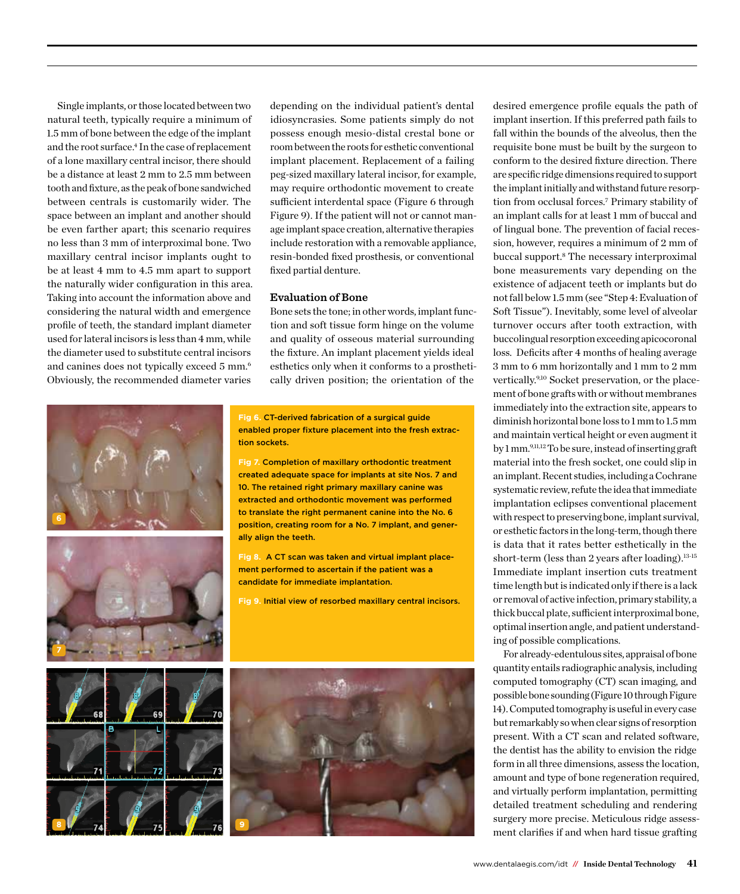Single implants, or those located between two natural teeth, typically require a minimum of 1.5 mm of bone between the edge of the implant and the root surface.[4] In the case of replacement of a lone maxillary central incisor, there should be a distance at least 2 mm to 2.5 mm between tooth and fixture, as the peak of bone sandwiched between centrals is customarily wider. The space between an implant and another should be even farther apart; this scenario requires no less than 3 mm of interproximal bone. Two maxillary central incisor implants ought to be at least 4 mm to 4.5 mm apart to support the naturally wider configuration in this area. Taking into account the information above and considering the natural width and emergence profile of teeth, the standard implant diameter used for lateral incisors is less than 4 mm, while the diameter used to substitute central incisors and canines does not typically exceed 5 mm.[6] Obviously, the recommended diameter varies depending on the individual patient's dental idiosyncrasies. Some patients simply do not possess enough mesio-distal crestal bone or room between the roots for esthetic conventional implant placement. Replacement of a failing peg-sized maxillary lateral incisor, for example, may require orthodontic movement to create sufficient interdental space (Figure 6 through Figure 9). If the patient will not or cannot manage implant space creation, alternative therapies include restoration with a removable appliance, resin-bonded fixed prosthesis, or conventional fixed partial denture.

## Evaluation of Bone

Bone sets the tone; in other words, implant function and soft tissue form hinge on the volume and quality of osseous material surrounding the fixture. An implant placement yields ideal esthetics only when it conforms to a prosthetically driven position; the orientation of the desired emergence profile equals the path of implant insertion. If this preferred path fails to fall within the bounds of the alveolus, then the requisite bone must be built by the surgeon to conform to the desired fixture direction. There are specific ridge dimensions required to support the implant initially and withstand future resorption from occlusal forces.[7] Primary stability of an implant calls for at least 1 mm of buccal and of lingual bone. The prevention of facial recession, however, requires a minimum of 2 mm of buccal support.[8] The necessary interproximal bone measurements vary depending on the existence of adjacent teeth or implants but do not fall below 1.5 mm (see "Step 4: Evaluation of Soft Tissue"). Inevitably, some level of alveolar turnover occurs after tooth extraction, with buccolingual resorption exceeding apicocoronal loss. Deficits after 4 months of healing average 3 mm to 6 mm horizontally and 1 mm to 2 mm vertically.[9,10] Socket preservation, or the placement of bone grafts with or without membranes immediately into the extraction site, appears to diminish horizontal bone loss to 1 mm to 1.5 mm and maintain vertical height or even augment it by 1 mm.[9,11,12] To be sure, instead of inserting graft material into the fresh socket, one could slip in an implant. Recent studies, including a Cochrane systematic review, refute the idea that immediate implantation eclipses conventional placement with respect to preserving bone, implant survival, or esthetic factors in the long-term, though there is data that it rates better esthetically in the short-term (less than 2 years after loading).[13-15] Immediate implant insertion cuts treatment time length but is indicated only if there is a lack or removal of active infection, primary stability, a thick buccal plate, sufficient interproximal bone, optimal insertion angle, and patient understanding of possible complications.

For already-edentulous sites, appraisal of bone quantity entails radiographic analysis, including computed tomography (CT) scan imaging, and possible bone sounding (Figure 10 through Figure 14). Computed tomography is useful in every case but remarkably so when clear signs of resorption present. With a CT scan and related software, the dentist has the ability to envision the ridge form in all three dimensions, assess the location, amount and type of bone regeneration required, and virtually perform implantation, permitting detailed treatment scheduling and rendering surgery more precise. Meticulous ridge assessment clarifies if and when hard tissue grafting

**Fig 6.** CT-derived fabrication of a surgical guide enabled proper fixture placement into the fresh extraction sockets.

**Fig 7.** Completion of maxillary orthodontic treatment created adequate space for implants at site Nos. 7 and 10. The retained right primary maxillary canine was extracted and orthodontic movement was performed to translate the right permanent canine into the No. 6 position, creating room for a No. 7 implant, and generally align the teeth.

**Fig 8.** A CT scan was taken and virtual implant placement performed to ascertain if the patient was a candidate for immediate implantation.

**Fig 9.** Initial view of resorbed maxillary central incisors.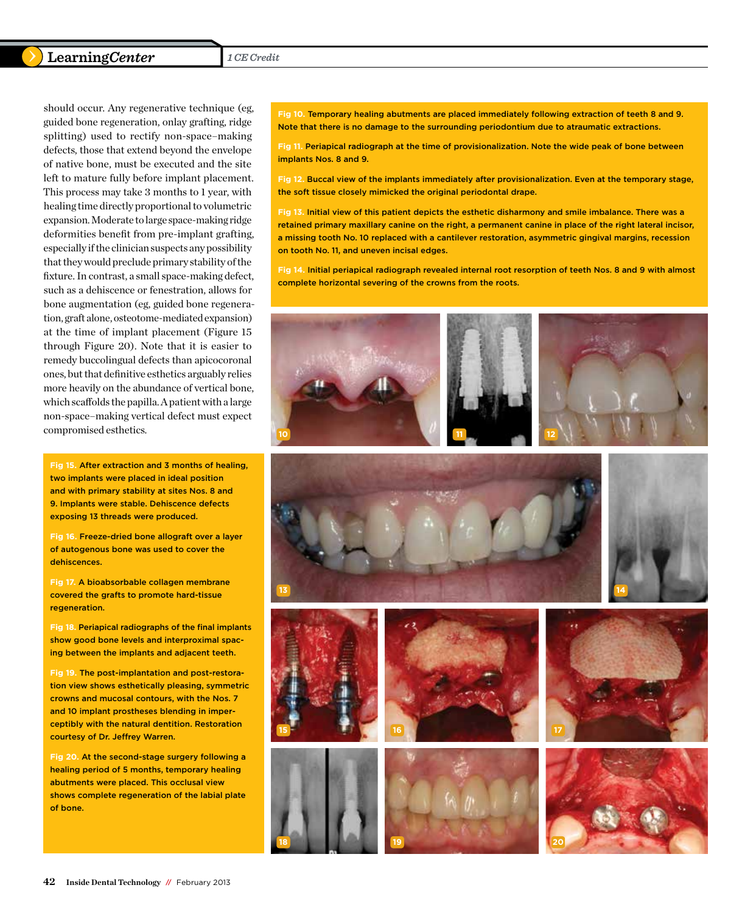should occur. Any regenerative technique (eg, guided bone regeneration, onlay grafting, ridge splitting) used to rectify non-space–making defects, those that extend beyond the envelope of native bone, must be executed and the site left to mature fully before implant placement. This process may take 3 months to 1 year, with healing time directly proportional to volumetric expansion. Moderate to large space-making ridge deformities benefit from pre-implant grafting, especially if the clinician suspects any possibility that they would preclude primary stability of the fixture. In contrast, a small space-making defect, such as a dehiscence or fenestration, allows for bone augmentation (eg, guided bone regeneration, graft alone, osteotome-mediated expansion) at the time of implant placement (Figure 15 through Figure 20). Note that it is easier to remedy buccolingual defects than apicocoronal ones, but that definitive esthetics arguably relies more heavily on the abundance of vertical bone, which scaffolds the papilla. A patient with a large non-space–making vertical defect must expect compromised esthetics.

**Fig 10.** Temporary healing abutments are placed immediately following extraction of teeth 8 and 9. Note that there is no damage to the surrounding periodontium due to atraumatic extractions.

**Fig 11.** Periapical radiograph at the time of provisionalization. Note the wide peak of bone between implants Nos. 8 and 9.

**Fig 12.** Buccal view of the implants immediately after provisionalization. Even at the temporary stage, the soft tissue closely mimicked the original periodontal drape.

**Fig 13.** Initial view of this patient depicts the esthetic disharmony and smile imbalance. There was a retained primary maxillary canine on the right, a permanent canine in place of the right lateral incisor, a missing tooth No. 10 replaced with a cantilever restoration, asymmetric gingival margins, recession on tooth No. 11, and uneven incisal edges.

**Fig 14.** Initial periapical radiograph revealed internal root resorption of teeth Nos. 8 and 9 with almost complete horizontal severing of the crowns from the roots.

**Fig 15.** After extraction and 3 months of healing, two implants were placed in ideal position and with primary stability at sites Nos. 8 and 9. Implants were stable. Dehiscence defects exposing 13 threads were produced.

**Fig 16.** Freeze-dried bone allograft over a layer of autogenous bone was used to cover the dehiscences.

**Fig 17.** A bioabsorbable collagen membrane covered the grafts to promote hard-tissue regeneration.

**Fig 18.** Periapical radiographs of the final implants show good bone levels and interproximal spacing between the implants and adjacent teeth.

**Fig 19.** The post-implantation and post-restoration view shows esthetically pleasing, symmetric crowns and mucosal contours, with the Nos. 7 and 10 implant prostheses blending in imperceptibly with the natural dentition. Restoration courtesy of Dr. Jeffrey Warren.

**Fig 20.** At the second-stage surgery following a healing period of 5 months, temporary healing abutments were placed. This occlusal view shows complete regeneration of the labial plate of bone.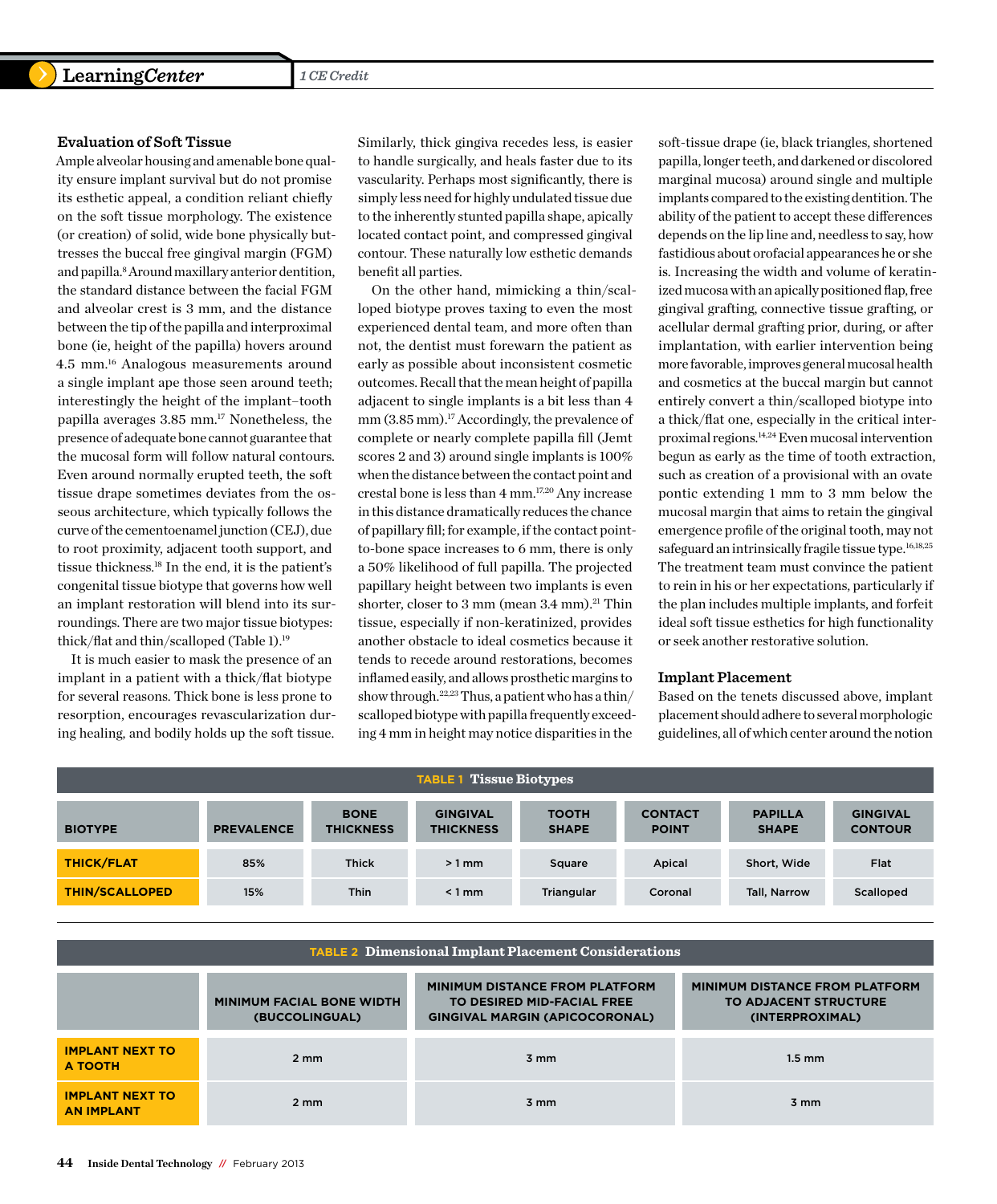## Evaluation of Soft Tissue

Ample alveolar housing and amenable bone quality ensure implant survival but do not promise its esthetic appeal, a condition reliant chiefly on the soft tissue morphology. The existence (or creation) of solid, wide bone physically buttresses the buccal free gingival margin (FGM) and papilla.[8] Around maxillary anterior dentition, the standard distance between the facial FGM and alveolar crest is 3 mm, and the distance between the tip of the papilla and interproximal bone (ie, height of the papilla) hovers around 4.5 mm.[16] Analogous measurements around a single implant ape those seen around teeth; interestingly the height of the implant–tooth papilla averages 3.85 mm.[17] Nonetheless, the presence of adequate bone cannot guarantee that the mucosal form will follow natural contours. Even around normally erupted teeth, the soft tissue drape sometimes deviates from the osseous architecture, which typically follows the curve of the cementoenamel junction (CEJ), due to root proximity, adjacent tooth support, and tissue thickness.[18] In the end, it is the patient's congenital tissue biotype that governs how well an implant restoration will blend into its surroundings. There are two major tissue biotypes: thick/flat and thin/scalloped (Table 1).[19]

It is much easier to mask the presence of an implant in a patient with a thick/flat biotype for several reasons. Thick bone is less prone to resorption, encourages revascularization during healing, and bodily holds up the soft tissue. Similarly, thick gingiva recedes less, is easier to handle surgically, and heals faster due to its vascularity. Perhaps most significantly, there is simply less need for highly undulated tissue due to the inherently stunted papilla shape, apically located contact point, and compressed gingival contour. These naturally low esthetic demands benefit all parties.

On the other hand, mimicking a thin/scalloped biotype proves taxing to even the most experienced dental team, and more often than not, the dentist must forewarn the patient as early as possible about inconsistent cosmetic outcomes. Recall that the mean height of papilla adjacent to single implants is a bit less than 4 mm (3.85 mm).[17] Accordingly, the prevalence of complete or nearly complete papilla fill (Jemt scores 2 and 3) around single implants is 100% when the distance between the contact point and crestal bone is less than 4 mm.[17,20] Any increase in this distance dramatically reduces the chance of papillary fill; for example, if the contact point-to-bone space increases to 6 mm, there is only a 50% likelihood of full papilla. The projected papillary height between two implants is even shorter, closer to 3 mm (mean 3.4 mm).[21] Thin tissue, especially if non-keratinized, provides another obstacle to ideal cosmetics because it tends to recede around restorations, becomes inflamed easily, and allows prosthetic margins to show through.[22,23] Thus, a patient who has a thin/scalloped biotype with papilla frequently exceeding 4 mm in height may notice disparities in the soft-tissue drape (ie, black triangles, shortened papilla, longer teeth, and darkened or discolored marginal mucosa) around single and multiple implants compared to the existing dentition. The ability of the patient to accept these differences depends on the lip line and, needless to say, how fastidious about orofacial appearances he or she is. Increasing the width and volume of keratinized mucosa with an apically positioned flap, free gingival grafting, connective tissue grafting, or acellular dermal grafting prior, during, or after implantation, with earlier intervention being more favorable, improves general mucosal health and cosmetics at the buccal margin but cannot entirely convert a thin/scalloped biotype into a thick/flat one, especially in the critical interproximal regions.[14,24] Even mucosal intervention begun as early as the time of tooth extraction, such as creation of a provisional with an ovate pontic extending 1 mm to 3 mm below the mucosal margin that aims to retain the gingival emergence profile of the original tooth, may not safeguard an intrinsically fragile tissue type.[16,18,25] The treatment team must convince the patient to rein in his or her expectations, particularly if the plan includes multiple implants, and forfeit ideal soft tissue esthetics for high functionality or seek another restorative solution.

## Implant Placement

Based on the tenets discussed above, implant placement should adhere to several morphologic guidelines, all of which center around the notion

**TABLE 1 Tissue Biotypes**

| BIOTYPE | PREVALENCE | BONE THICKNESS | GINGIVAL THICKNESS | TOOTH SHAPE | CONTACT POINT | PAPILLA SHAPE | GINGIVAL CONTOUR |
|---|---|---|---|---|---|---|---|
| THICK/FLAT | 85% | Thick | > 1 mm | Square | Apical | Short, Wide | Flat |
| THIN/SCALLOPED | 15% | Thin | < 1 mm | Triangular | Coronal | Tall, Narrow | Scalloped |

**TABLE 2 Dimensional Implant Placement Considerations**

| | MINIMUM FACIAL BONE WIDTH (BUCCOLINGUAL) | MINIMUM DISTANCE FROM PLATFORM TO DESIRED MID-FACIAL FREE GINGIVAL MARGIN (APICOCORONAL) | MINIMUM DISTANCE FROM PLATFORM TO ADJACENT STRUCTURE (INTERPROXIMAL) |
|---|---|---|---|
| IMPLANT NEXT TO A TOOTH | 2 mm | 3 mm | 1.5 mm |
| IMPLANT NEXT TO AN IMPLANT | 2 mm | 3 mm | 3 mm |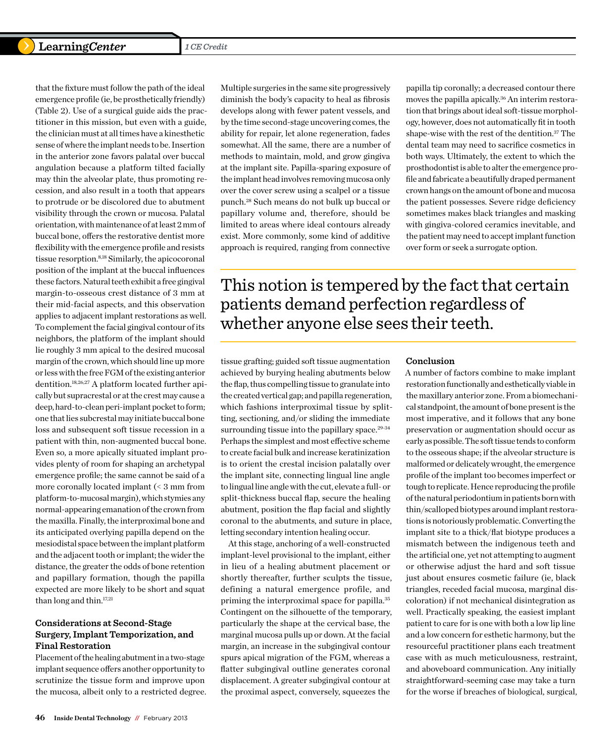that the fixture must follow the path of the ideal emergence profile (ie, be prosthetically friendly) (Table 2). Use of a surgical guide aids the practitioner in this mission, but even with a guide, the clinician must at all times have a kinesthetic sense of where the implant needs to be. Insertion in the anterior zone favors palatal over buccal angulation because a platform tilted facially may thin the alveolar plate, thus promoting recession, and also result in a tooth that appears to protrude or be discolored due to abutment visibility through the crown or mucosa. Palatal orientation, with maintenance of at least 2 mm of buccal bone, offers the restorative dentist more flexibility with the emergence profile and resists tissue resorption.[8,18] Similarly, the apicocoronal position of the implant at the buccal influences these factors. Natural teeth exhibit a free gingival margin-to-osseous crest distance of 3 mm at their mid-facial aspects, and this observation applies to adjacent implant restorations as well. To complement the facial gingival contour of its neighbors, the platform of the implant should lie roughly 3 mm apical to the desired mucosal margin of the crown, which should line up more or less with the free FGM of the existing anterior dentition.[18,26,27] A platform located further apically but supracrestal or at the crest may cause a deep, hard-to-clean peri-implant pocket to form; one that lies subcrestal may initiate buccal bone loss and subsequent soft tissue recession in a patient with thin, non-augmented buccal bone. Even so, a more apically situated implant provides plenty of room for shaping an archetypal emergence profile; the same cannot be said of a more coronally located implant (< 3 mm from platform-to-mucosal margin), which stymies any normal-appearing emanation of the crown from the maxilla. Finally, the interproximal bone and its anticipated overlying papilla depend on the mesiodistal space between the implant platform and the adjacent tooth or implant; the wider the distance, the greater the odds of bone retention and papillary formation, though the papilla expected are more likely to be short and squat than long and thin.[17,21]

### Considerations at Second-Stage Surgery, Implant Temporization, and Final Restoration

Placement of the healing abutment in a two-stage implant sequence offers another opportunity to scrutinize the tissue form and improve upon the mucosa, albeit only to a restricted degree. Multiple surgeries in the same site progressively diminish the body's capacity to heal as fibrosis develops along with fewer patent vessels, and by the time second-stage uncovering comes, the ability for repair, let alone regeneration, fades somewhat. All the same, there are a number of methods to maintain, mold, and grow gingiva at the implant site. Papilla-sparing exposure of the implant head involves removing mucosa only over the cover screw using a scalpel or a tissue punch.[28] Such means do not bulk up buccal or papillary volume and, therefore, should be limited to areas where ideal contours already exist. More commonly, some kind of additive approach is required, ranging from connective tissue grafting; guided soft tissue augmentation achieved by burying healing abutments below the flap, thus compelling tissue to granulate into the created vertical gap; and papilla regeneration, which fashions interproximal tissue by splitting, sectioning, and/or sliding the immediate surrounding tissue into the papillary space.[29-34] Perhaps the simplest and most effective scheme to create facial bulk and increase keratinization is to orient the crestal incision palatally over the implant site, connecting lingual line angle to lingual line angle with the cut, elevate a full- or split-thickness buccal flap, secure the healing abutment, position the flap facial and slightly coronal to the abutments, and suture in place, letting secondary intention healing occur.

At this stage, anchoring of a well-constructed implant-level provisional to the implant, either in lieu of a healing abutment placement or shortly thereafter, further sculpts the tissue, defining a natural emergence profile, and priming the interproximal space for papilla.[35] Contingent on the silhouette of the temporary, particularly the shape at the cervical base, the marginal mucosa pulls up or down. At the facial margin, an increase in the subgingival contour spurs apical migration of the FGM, whereas a flatter subgingival outline generates coronal displacement. A greater subgingival contour at the proximal aspect, conversely, squeezes the papilla tip coronally; a decreased contour there moves the papilla apically.[36] An interim restoration that brings about ideal soft-tissue morphology, however, does not automatically fit in tooth shape-wise with the rest of the dentition.[37] The dental team may need to sacrifice cosmetics in both ways. Ultimately, the extent to which the prosthodontist is able to alter the emergence profile and fabricate a beautifully draped permanent crown hangs on the amount of bone and mucosa the patient possesses. Severe ridge deficiency sometimes makes black triangles and masking with gingiva-colored ceramics inevitable, and the patient may need to accept implant function over form or seek a surrogate option.

> This notion is tempered by the fact that certain patients demand perfection regardless of whether anyone else sees their teeth.

### Conclusion

A number of factors combine to make implant restoration functionally and esthetically viable in the maxillary anterior zone. From a biomechanical standpoint, the amount of bone present is the most imperative, and it follows that any bone preservation or augmentation should occur as early as possible. The soft tissue tends to conform to the osseous shape; if the alveolar structure is malformed or delicately wrought, the emergence profile of the implant too becomes imperfect or tough to replicate. Hence reproducing the profile of the natural periodontium in patients born with thin/scalloped biotypes around implant restorations is notoriously problematic. Converting the implant site to a thick/flat biotype produces a mismatch between the indigenous teeth and the artificial one, yet not attempting to augment or otherwise adjust the hard and soft tissue just about ensures cosmetic failure (ie, black triangles, receded facial mucosa, marginal discoloration) if not mechanical disintegration as well. Practically speaking, the easiest implant patient to care for is one with both a low lip line and a low concern for esthetic harmony, but the resourceful practitioner plans each treatment case with as much meticulousness, restraint, and aboveboard communication. Any initially straightforward-seeming case may take a turn for the worse if breaches of biological, surgical,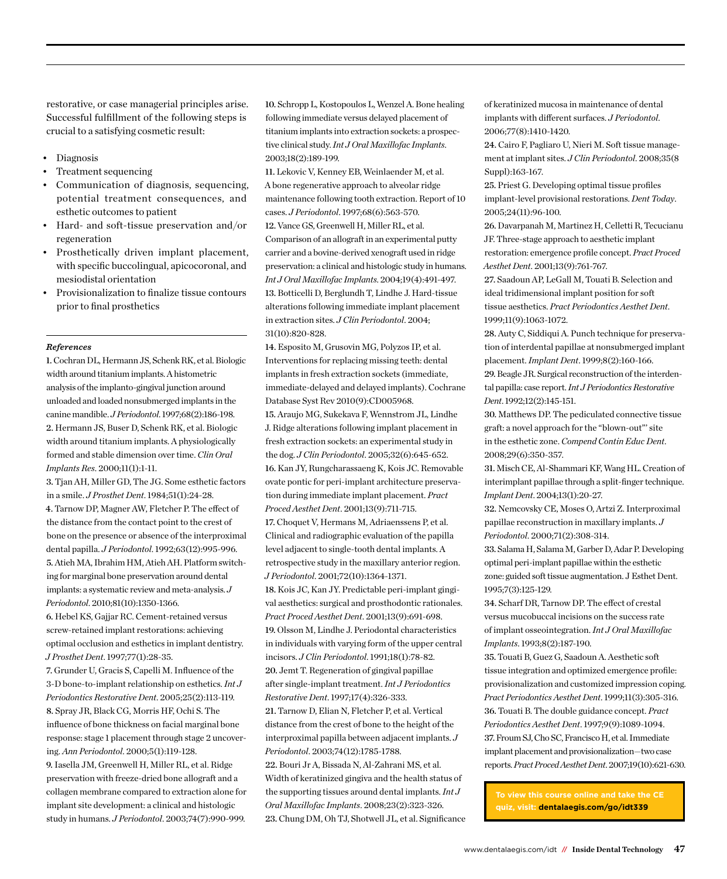restorative, or case managerial principles arise. Successful fulfillment of the following steps is crucial to a satisfying cosmetic result:

- Diagnosis
- Treatment sequencing
- Communication of diagnosis, sequencing, potential treatment consequences, and esthetic outcomes to patient
- Hard- and soft-tissue preservation and/or regeneration
- Prosthetically driven implant placement, with specific buccolingual, apicocoronal, and mesiodistal orientation
- Provisionalization to finalize tissue contours prior to final prosthetics

***References***

**1.** Cochran DL, Hermann JS, Schenk RK, et al. Biologic width around titanium implants. A histometric analysis of the implanto-gingival junction around unloaded and loaded nonsubmerged implants in the canine mandible. *J Periodontol*. 1997;68(2):186-198.

**2.** Hermann JS, Buser D, Schenk RK, et al. Biologic width around titanium implants. A physiologically formed and stable dimension over time. *Clin Oral Implants Res*. 2000;11(1):1-11.

**3.** Tjan AH, Miller GD, The JG. Some esthetic factors in a smile. *J Prosthet Dent*. 1984;51(1):24-28.

**4.** Tarnow DP, Magner AW, Fletcher P. The effect of the distance from the contact point to the crest of bone on the presence or absence of the interproximal dental papilla. *J Periodontol*. 1992;63(12):995-996.

**5.** Atieh MA, Ibrahim HM, Atieh AH. Platform switching for marginal bone preservation around dental implants: a systematic review and meta-analysis. *J Periodontol*. 2010;81(10):1350-1366.

**6.** Hebel KS, Gajjar RC. Cement-retained versus screw-retained implant restorations: achieving optimal occlusion and esthetics in implant dentistry. *J Prosthet Dent*. 1997;77(1):28-35.

**7.** Grunder U, Gracis S, Capelli M. Influence of the 3-D bone-to-implant relationship on esthetics. *Int J Periodontics Restorative Dent*. 2005;25(2):113-119.

**8.** Spray JR, Black CG, Morris HF, Ochi S. The influence of bone thickness on facial marginal bone response: stage 1 placement through stage 2 uncovering. *Ann Periodontol*. 2000;5(1):119-128.

**9.** Iasella JM, Greenwell H, Miller RL, et al. Ridge preservation with freeze-dried bone allograft and a collagen membrane compared to extraction alone for implant site development: a clinical and histologic study in humans. *J Periodontol*. 2003;74(7):990-999.

**10.** Schropp L, Kostopoulos L, Wenzel A. Bone healing following immediate versus delayed placement of titanium implants into extraction sockets: a prospective clinical study. *Int J Oral Maxillofac Implants*. 2003;18(2):189-199.

**11.** Lekovic V, Kenney EB, Weinlaender M, et al. A bone regenerative approach to alveolar ridge maintenance following tooth extraction. Report of 10 cases. *J Periodontol*. 1997;68(6):563-570.

**12.** Vance GS, Greenwell H, Miller RL, et al. Comparison of an allograft in an experimental putty carrier and a bovine-derived xenograft used in ridge preservation: a clinical and histologic study in humans. *Int J Oral Maxillofac Implants*. 2004;19(4):491-497.

**13.** Botticelli D, Berglundh T, Lindhe J. Hard-tissue alterations following immediate implant placement in extraction sites. *J Clin Periodontol*. 2004; 31(10):820-828.

**14.** Esposito M, Grusovin MG, Polyzos IP, et al. Interventions for replacing missing teeth: dental implants in fresh extraction sockets (immediate, immediate-delayed and delayed implants). Cochrane Database Syst Rev 2010(9):CD005968.

**15.** Araujo MG, Sukekava F, Wennstrom JL, Lindhe J. Ridge alterations following implant placement in fresh extraction sockets: an experimental study in the dog. *J Clin Periodontol*. 2005;32(6):645-652.

**16.** Kan JY, Rungcharassaeng K, Kois JC. Removable ovate pontic for peri-implant architecture preservation during immediate implant placement. *Pract Proced Aesthet Dent*. 2001;13(9):711-715.

**17.** Choquet V, Hermans M, Adriaenssens P, et al. Clinical and radiographic evaluation of the papilla level adjacent to single-tooth dental implants. A retrospective study in the maxillary anterior region. *J Periodontol*. 2001;72(10):1364-1371.

**18.** Kois JC, Kan JY. Predictable peri-implant gingival aesthetics: surgical and prosthodontic rationales. *Pract Proced Aesthet Dent*. 2001;13(9):691-698.

**19.** Olsson M, Lindhe J. Periodontal characteristics in individuals with varying form of the upper central incisors. *J Clin Periodontol*. 1991;18(1):78-82.

**20.** Jemt T. Regeneration of gingival papillae after single-implant treatment. *Int J Periodontics Restorative Dent*. 1997;17(4):326-333.

**21.** Tarnow D, Elian N, Fletcher P, et al. Vertical distance from the crest of bone to the height of the interproximal papilla between adjacent implants. *J Periodontol*. 2003;74(12):1785-1788.

**22.** Bouri Jr A, Bissada N, Al-Zahrani MS, et al. Width of keratinized gingiva and the health status of the supporting tissues around dental implants. *Int J Oral Maxillofac Implants*. 2008;23(2):323-326.

**23.** Chung DM, Oh TJ, Shotwell JL, et al. Significance of keratinized mucosa in maintenance of dental implants with different surfaces. *J Periodontol*. 2006;77(8):1410-1420.

**24.** Cairo F, Pagliaro U, Nieri M. Soft tissue management at implant sites. *J Clin Periodontol*. 2008;35(8 Suppl):163-167.

**25.** Priest G. Developing optimal tissue profiles implant-level provisional restorations. *Dent Today*. 2005;24(11):96-100.

**26.** Davarpanah M, Martinez H, Celletti R, Tecucianu JF. Three-stage approach to aesthetic implant restoration: emergence profile concept. *Pract Proced Aesthet Dent*. 2001;13(9):761-767.

**27.** Saadoun AP, LeGall M, Touati B. Selection and ideal tridimensional implant position for soft tissue aesthetics. *Pract Periodontics Aesthet Dent*. 1999;11(9):1063-1072.

**28.** Auty C, Siddiqui A. Punch technique for preservation of interdental papillae at nonsubmerged implant placement. *Implant Dent*. 1999;8(2):160-166.

**29.** Beagle JR. Surgical reconstruction of the interdental papilla: case report. *Int J Periodontics Restorative Dent*. 1992;12(2):145-151.

**30.** Matthews DP. The pediculated connective tissue graft: a novel approach for the "blown-out"' site in the esthetic zone. *Compend Contin Educ Dent*. 2008;29(6):350-357.

**31.** Misch CE, Al-Shammari KF, Wang HL. Creation of interimplant papillae through a split-finger technique. *Implant Dent*. 2004;13(1):20-27.

**32.** Nemcovsky CE, Moses O, Artzi Z. Interproximal papillae reconstruction in maxillary implants. *J Periodontol*. 2000;71(2):308-314.

**33.** Salama H, Salama M, Garber D, Adar P. Developing optimal peri-implant papillae within the esthetic zone: guided soft tissue augmentation. J Esthet Dent. 1995;7(3):125-129.

**34.** Scharf DR, Tarnow DP. The effect of crestal versus mucobuccal incisions on the success rate of implant osseointegration. *Int J Oral Maxillofac Implants*. 1993;8(2):187-190.

**35.** Touati B, Guez G, Saadoun A. Aesthetic soft tissue integration and optimized emergence profile: provisionalization and customized impression coping. *Pract Periodontics Aesthet Dent*. 1999;11(3):305-316.

**36.** Touati B. The double guidance concept. *Pract Periodontics Aesthet Dent*. 1997;9(9):1089-1094.

**37.** Froum SJ, Cho SC, Francisco H, et al. Immediate implant placement and provisionalization—two case reports. *Pract Proced Aesthet Dent*. 2007;19(10):621-630.

**To view this course online and take the CE quiz, visit: dentalaegis.com/go/idt339**